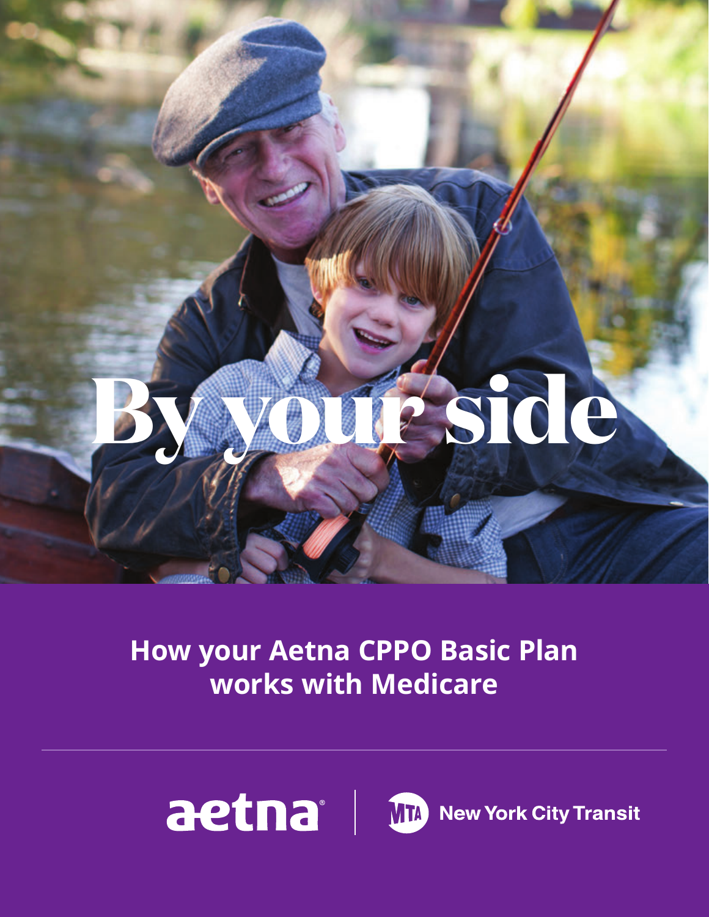# By your side

## How your Aetna CPPO Basic Plan works with Medicare

aetna | MTA New York City Transit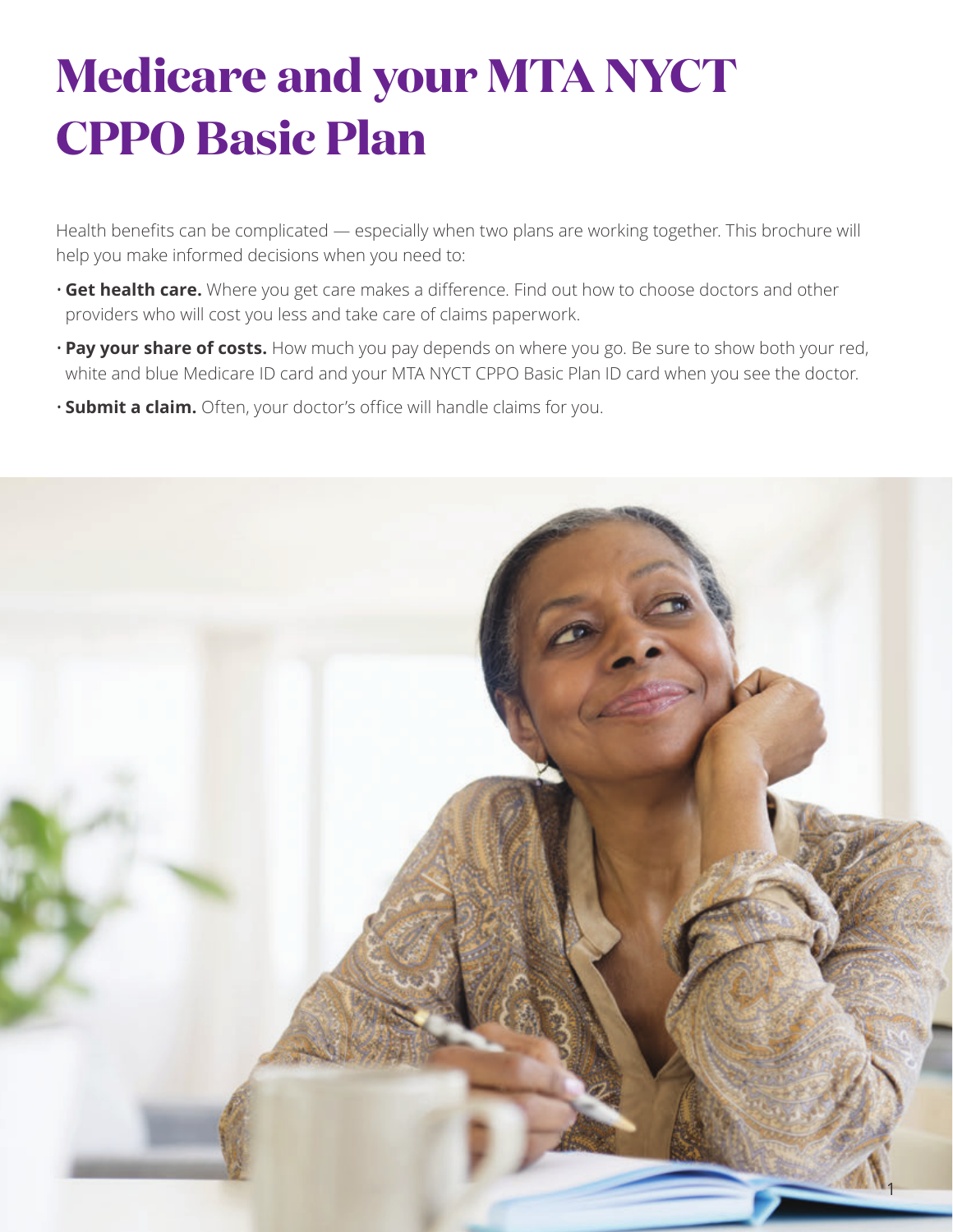# Medicare and your MTA NYCT CPPO Basic Plan

Health benefits can be complicated — especially when two plans are working together. This brochure will help you make informed decisions when you need to:

- **Get health care.** Where you get care makes a difference. Find out how to choose doctors and other providers who will cost you less and take care of claims paperwork.
- **Pay your share of costs.** How much you pay depends on where you go. Be sure to show both your red, white and blue Medicare ID card and your MTA NYCT CPPO Basic Plan ID card when you see the doctor.
- **Submit a claim.** Often, your doctor's office will handle claims for you.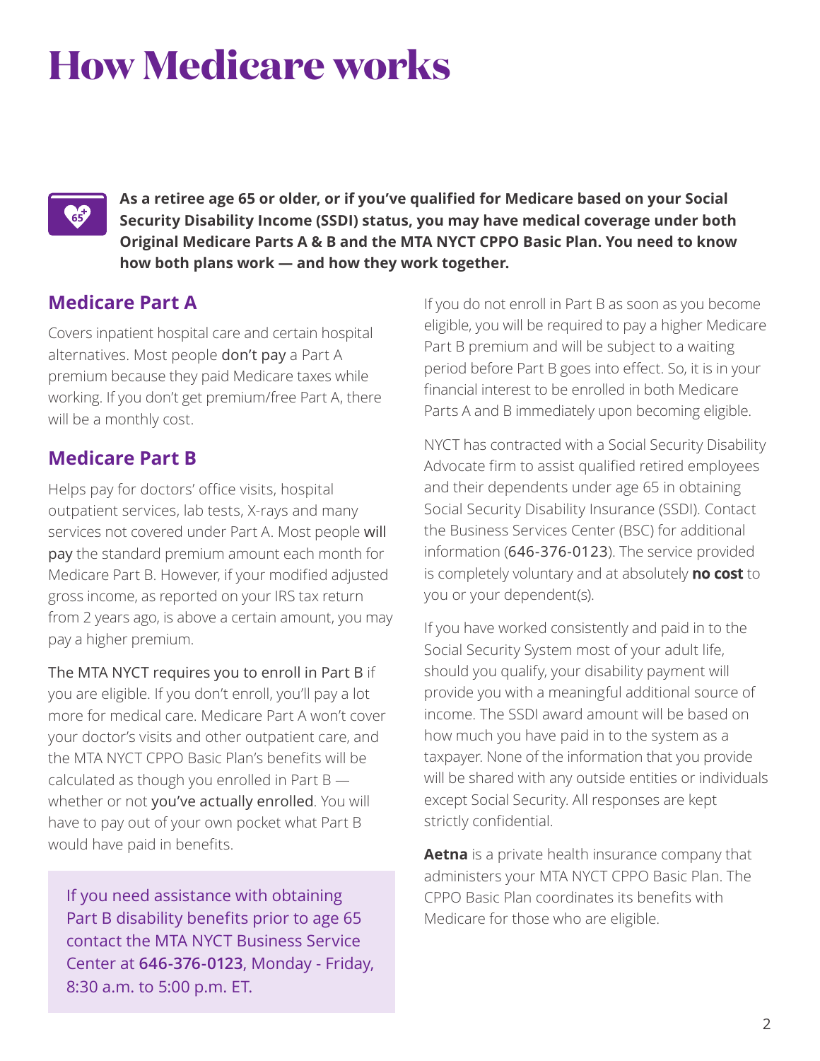# How Medicare works

**As a retiree age 65 or older, or if you've qualified for Medicare based on your Social Security Disability Income (SSDI) status, you may have medical coverage under both Original Medicare Parts A & B and the MTA NYCT CPPO Basic Plan. You need to know how both plans work — and how they work together.**

## Medicare Part A

Covers inpatient hospital care and certain hospital alternatives. Most people don't pay a Part A premium because they paid Medicare taxes while working. If you don't get premium/free Part A, there will be a monthly cost.

## Medicare Part B

Helps pay for doctors' office visits, hospital outpatient services, lab tests, X-rays and many services not covered under Part A. Most people will pay the standard premium amount each month for Medicare Part B. However, if your modified adjusted gross income, as reported on your IRS tax return from 2 years ago, is above a certain amount, you may pay a higher premium.

The MTA NYCT requires you to enroll in Part B if you are eligible. If you don't enroll, you'll pay a lot more for medical care. Medicare Part A won't cover your doctor's visits and other outpatient care, and the MTA NYCT CPPO Basic Plan's benefits will be calculated as though you enrolled in Part B — whether or not you've actually enrolled. You will have to pay out of your own pocket what Part B would have paid in benefits.

If you need assistance with obtaining Part B disability benefits prior to age 65 contact the MTA NYCT Business Service Center at **646-376-0123**, Monday - Friday, 8:30 a.m. to 5:00 p.m. ET.

If you do not enroll in Part B as soon as you become eligible, you will be required to pay a higher Medicare Part B premium and will be subject to a waiting period before Part B goes into effect. So, it is in your financial interest to be enrolled in both Medicare Parts A and B immediately upon becoming eligible.

NYCT has contracted with a Social Security Disability Advocate firm to assist qualified retired employees and their dependents under age 65 in obtaining Social Security Disability Insurance (SSDI). Contact the Business Services Center (BSC) for additional information (646-376-0123). The service provided is completely voluntary and at absolutely **no cost** to you or your dependent(s).

If you have worked consistently and paid in to the Social Security System most of your adult life, should you qualify, your disability payment will provide you with a meaningful additional source of income. The SSDI award amount will be based on how much you have paid in to the system as a taxpayer. None of the information that you provide will be shared with any outside entities or individuals except Social Security. All responses are kept strictly confidential.

**Aetna** is a private health insurance company that administers your MTA NYCT CPPO Basic Plan. The CPPO Basic Plan coordinates its benefits with Medicare for those who are eligible.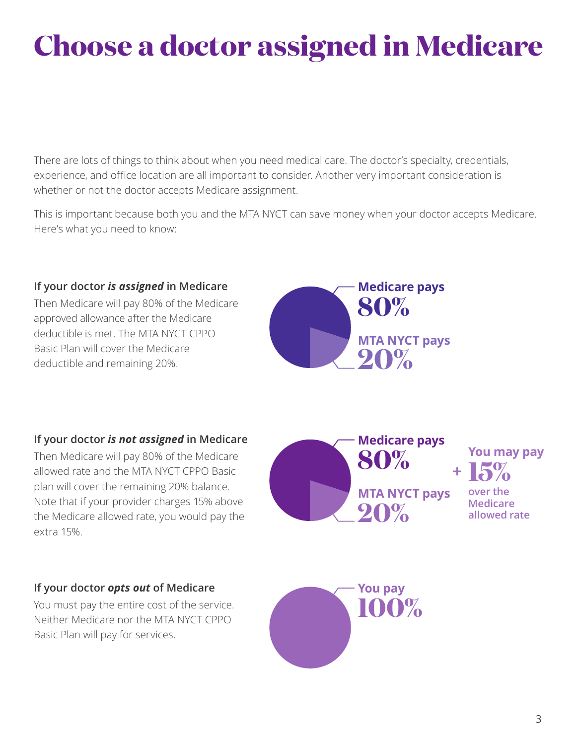# Choose a doctor assigned in Medicare

There are lots of things to think about when you need medical care. The doctor's specialty, credentials, experience, and office location are all important to consider. Another very important consideration is whether or not the doctor accepts Medicare assignment.

This is important because both you and the MTA NYCT can save money when your doctor accepts Medicare. Here's what you need to know:

**If your doctor *is assigned* in Medicare**

Then Medicare will pay 80% of the Medicare approved allowance after the Medicare deductible is met. The MTA NYCT CPPO Basic Plan will cover the Medicare deductible and remaining 20%.

**Medicare pays 80%**

**MTA NYCT pays 20%**

**If your doctor *is not assigned* in Medicare**

Then Medicare will pay 80% of the Medicare allowed rate and the MTA NYCT CPPO Basic plan will cover the remaining 20% balance. Note that if your provider charges 15% above the Medicare allowed rate, you would pay the extra 15%.

**Medicare pays 80%**

**MTA NYCT pays 20%**

**+ You may pay 15% over the Medicare allowed rate**

**If your doctor *opts out* of Medicare**

You must pay the entire cost of the service. Neither Medicare nor the MTA NYCT CPPO Basic Plan will pay for services.

**You pay 100%**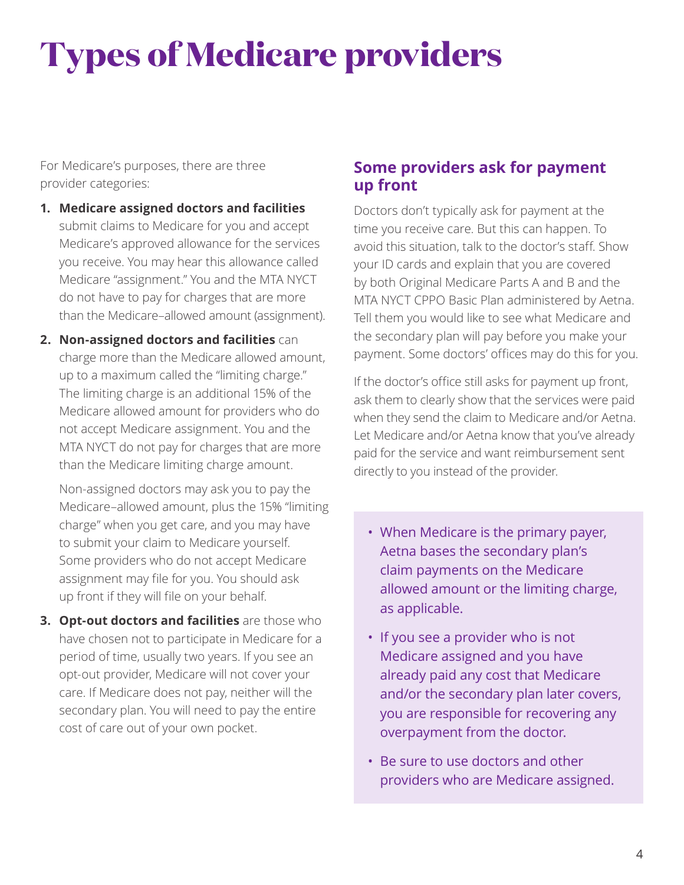# Types of Medicare providers

For Medicare's purposes, there are three provider categories:

1. **Medicare assigned doctors and facilities** submit claims to Medicare for you and accept Medicare's approved allowance for the services you receive. You may hear this allowance called Medicare "assignment." You and the MTA NYCT do not have to pay for charges that are more than the Medicare–allowed amount (assignment).

2. **Non-assigned doctors and facilities** can charge more than the Medicare allowed amount, up to a maximum called the "limiting charge." The limiting charge is an additional 15% of the Medicare allowed amount for providers who do not accept Medicare assignment. You and the MTA NYCT do not pay for charges that are more than the Medicare limiting charge amount.

   Non-assigned doctors may ask you to pay the Medicare–allowed amount, plus the 15% "limiting charge" when you get care, and you may have to submit your claim to Medicare yourself. Some providers who do not accept Medicare assignment may file for you. You should ask up front if they will file on your behalf.

3. **Opt-out doctors and facilities** are those who have chosen not to participate in Medicare for a period of time, usually two years. If you see an opt-out provider, Medicare will not cover your care. If Medicare does not pay, neither will the secondary plan. You will need to pay the entire cost of care out of your own pocket.

## Some providers ask for payment up front

Doctors don't typically ask for payment at the time you receive care. But this can happen. To avoid this situation, talk to the doctor's staff. Show your ID cards and explain that you are covered by both Original Medicare Parts A and B and the MTA NYCT CPPO Basic Plan administered by Aetna. Tell them you would like to see what Medicare and the secondary plan will pay before you make your payment. Some doctors' offices may do this for you.

If the doctor's office still asks for payment up front, ask them to clearly show that the services were paid when they send the claim to Medicare and/or Aetna. Let Medicare and/or Aetna know that you've already paid for the service and want reimbursement sent directly to you instead of the provider.

- When Medicare is the primary payer, Aetna bases the secondary plan's claim payments on the Medicare allowed amount or the limiting charge, as applicable.
- If you see a provider who is not Medicare assigned and you have already paid any cost that Medicare and/or the secondary plan later covers, you are responsible for recovering any overpayment from the doctor.
- Be sure to use doctors and other providers who are Medicare assigned.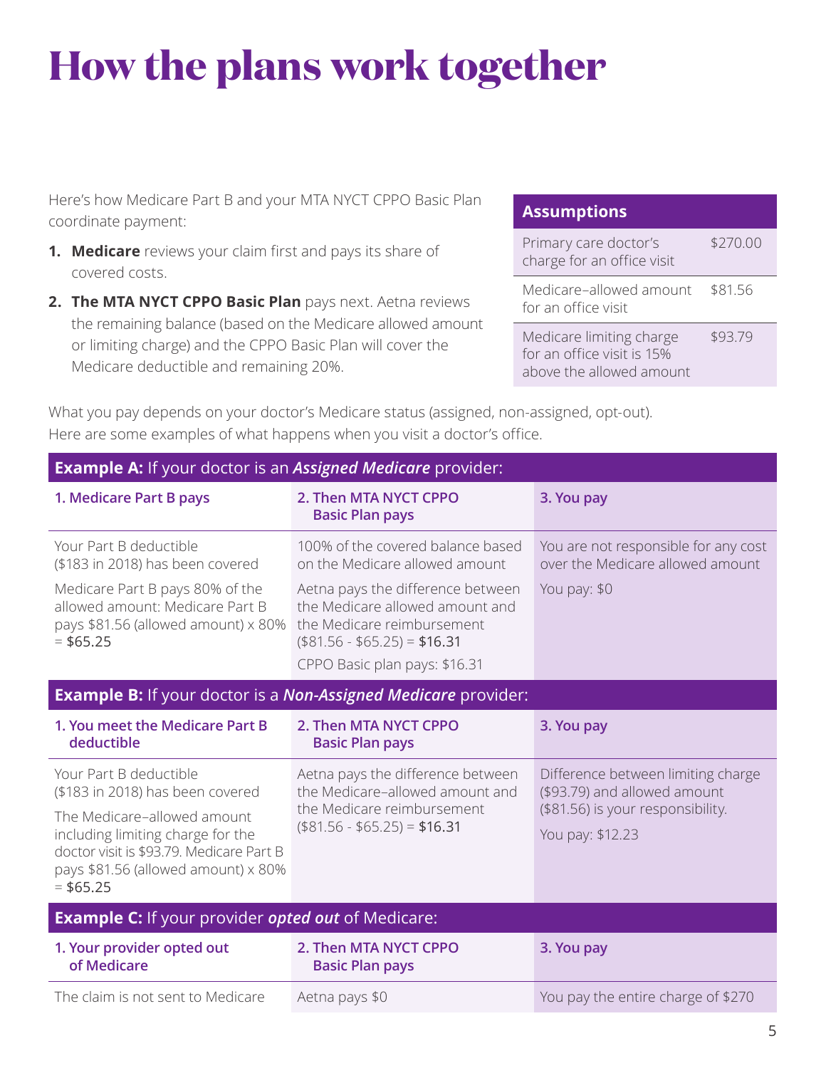# How the plans work together

Here's how Medicare Part B and your MTA NYCT CPPO Basic Plan coordinate payment:

1. **Medicare** reviews your claim first and pays its share of covered costs.
2. **The MTA NYCT CPPO Basic Plan** pays next. Aetna reviews the remaining balance (based on the Medicare allowed amount or limiting charge) and the CPPO Basic Plan will cover the Medicare deductible and remaining 20%.

| Assumptions | |
|---|---|
| Primary care doctor's charge for an office visit | $270.00 |
| Medicare–allowed amount for an office visit | $81.56 |
| Medicare limiting charge for an office visit is 15% above the allowed amount | $93.79 |

What you pay depends on your doctor's Medicare status (assigned, non-assigned, opt-out). Here are some examples of what happens when you visit a doctor's office.

| **Example A:** If your doctor is an ***Assigned Medicare*** provider: | | |
|---|---|---|
| **1. Medicare Part B pays** | **2. Then MTA NYCT CPPO Basic Plan pays** | **3. You pay** |
| Your Part B deductible ($183 in 2018) has been covered<br><br>Medicare Part B pays 80% of the allowed amount: Medicare Part B pays $81.56 (allowed amount) x 80% = $65.25 | 100% of the covered balance based on the Medicare allowed amount<br><br>Aetna pays the difference between the Medicare allowed amount and the Medicare reimbursement ($81.56 - $65.25) = **$16.31**<br><br>CPPO Basic plan pays: $16.31 | You are not responsible for any cost over the Medicare allowed amount<br><br>You pay: $0 |

| **Example B:** If your doctor is a ***Non-Assigned Medicare*** provider: | | |
|---|---|---|
| **1. You meet the Medicare Part B deductible** | **2. Then MTA NYCT CPPO Basic Plan pays** | **3. You pay** |
| Your Part B deductible ($183 in 2018) has been covered<br><br>The Medicare–allowed amount including limiting charge for the doctor visit is $93.79. Medicare Part B pays $81.56 (allowed amount) x 80% = $65.25 | Aetna pays the difference between the Medicare–allowed amount and the Medicare reimbursement ($81.56 - $65.25) = **$16.31** | Difference between limiting charge ($93.79) and allowed amount ($81.56) is your responsibility.<br><br>You pay: $12.23 |

| **Example C:** If your provider ***opted out*** of Medicare: | | |
|---|---|---|
| **1. Your provider opted out of Medicare** | **2. Then MTA NYCT CPPO Basic Plan pays** | **3. You pay** |
| The claim is not sent to Medicare | Aetna pays $0 | You pay the entire charge of $270 |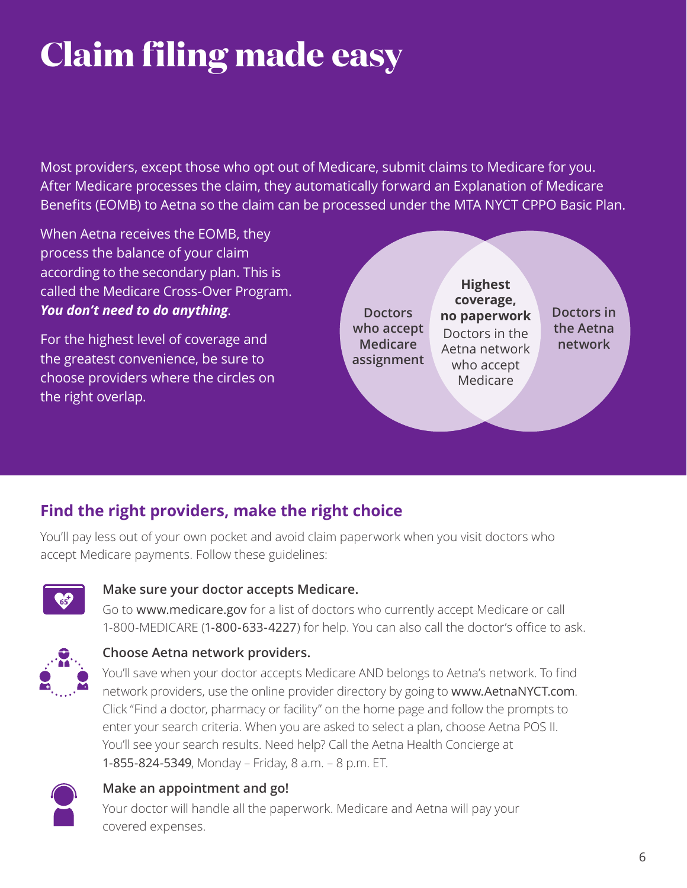# Claim filing made easy

Most providers, except those who opt out of Medicare, submit claims to Medicare for you. After Medicare processes the claim, they automatically forward an Explanation of Medicare Benefits (EOMB) to Aetna so the claim can be processed under the MTA NYCT CPPO Basic Plan.

When Aetna receives the EOMB, they process the balance of your claim according to the secondary plan. This is called the Medicare Cross-Over Program. ***You don't need to do anything***.

For the highest level of coverage and the greatest convenience, be sure to choose providers where the circles on the right overlap.

**Doctors who accept Medicare assignment**

**Highest coverage, no paperwork**
Doctors in the Aetna network who accept Medicare

**Doctors in the Aetna network**

## Find the right providers, make the right choice

You'll pay less out of your own pocket and avoid claim paperwork when you visit doctors who accept Medicare payments. Follow these guidelines:

**Make sure your doctor accepts Medicare.**
Go to www.medicare.gov for a list of doctors who currently accept Medicare or call 1-800-MEDICARE (1-800-633-4227) for help. You can also call the doctor's office to ask.

**Choose Aetna network providers.**
You'll save when your doctor accepts Medicare AND belongs to Aetna's network. To find network providers, use the online provider directory by going to www.AetnaNYCT.com. Click "Find a doctor, pharmacy or facility" on the home page and follow the prompts to enter your search criteria. When you are asked to select a plan, choose Aetna POS II. You'll see your search results. Need help? Call the Aetna Health Concierge at 1-855-824-5349, Monday – Friday, 8 a.m. – 8 p.m. ET.

**Make an appointment and go!**
Your doctor will handle all the paperwork. Medicare and Aetna will pay your covered expenses.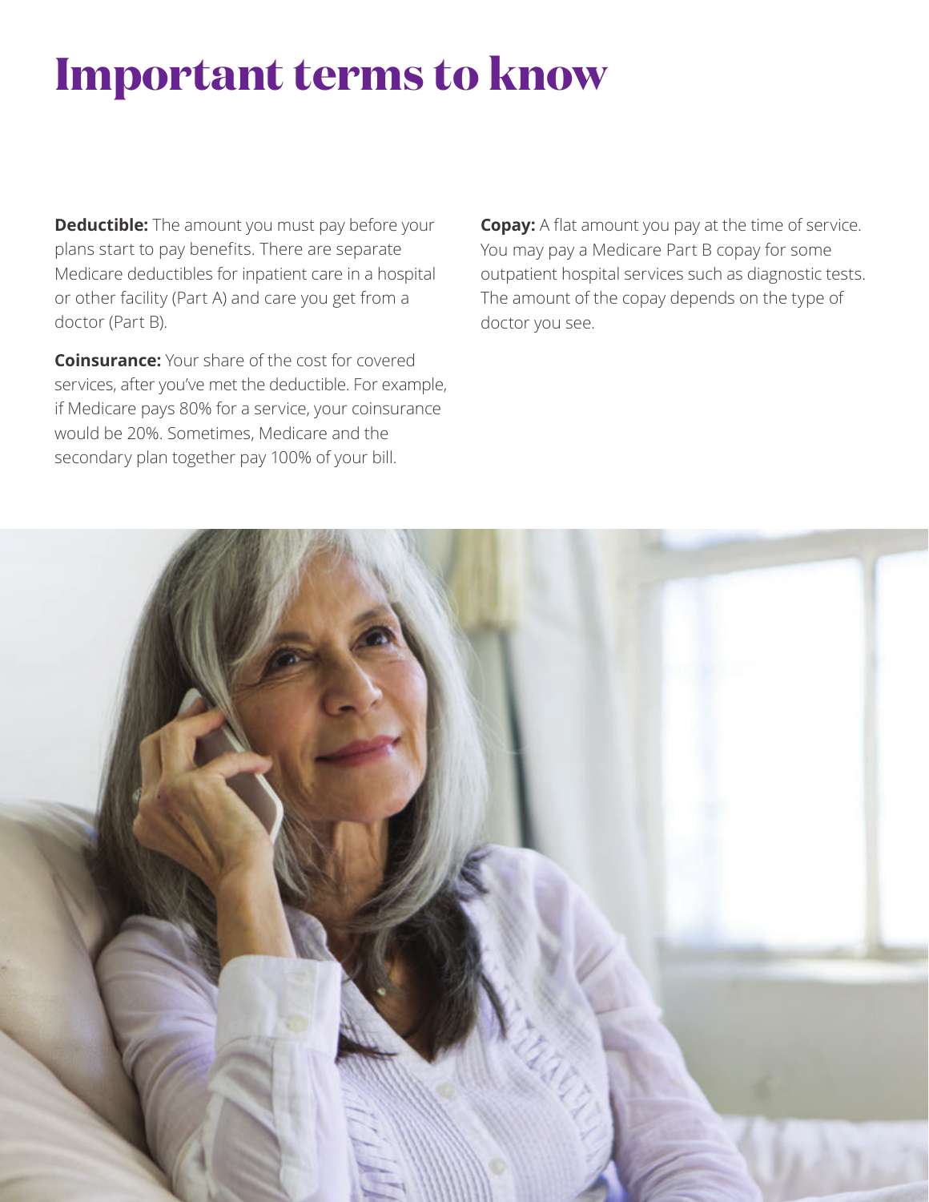# Important terms to know

**Deductible:** The amount you must pay before your plans start to pay benefits. There are separate Medicare deductibles for inpatient care in a hospital or other facility (Part A) and care you get from a doctor (Part B).

**Coinsurance:** Your share of the cost for covered services, after you've met the deductible. For example, if Medicare pays 80% for a service, your coinsurance would be 20%. Sometimes, Medicare and the secondary plan together pay 100% of your bill.

**Copay:** A flat amount you pay at the time of service. You may pay a Medicare Part B copay for some outpatient hospital services such as diagnostic tests. The amount of the copay depends on the type of doctor you see.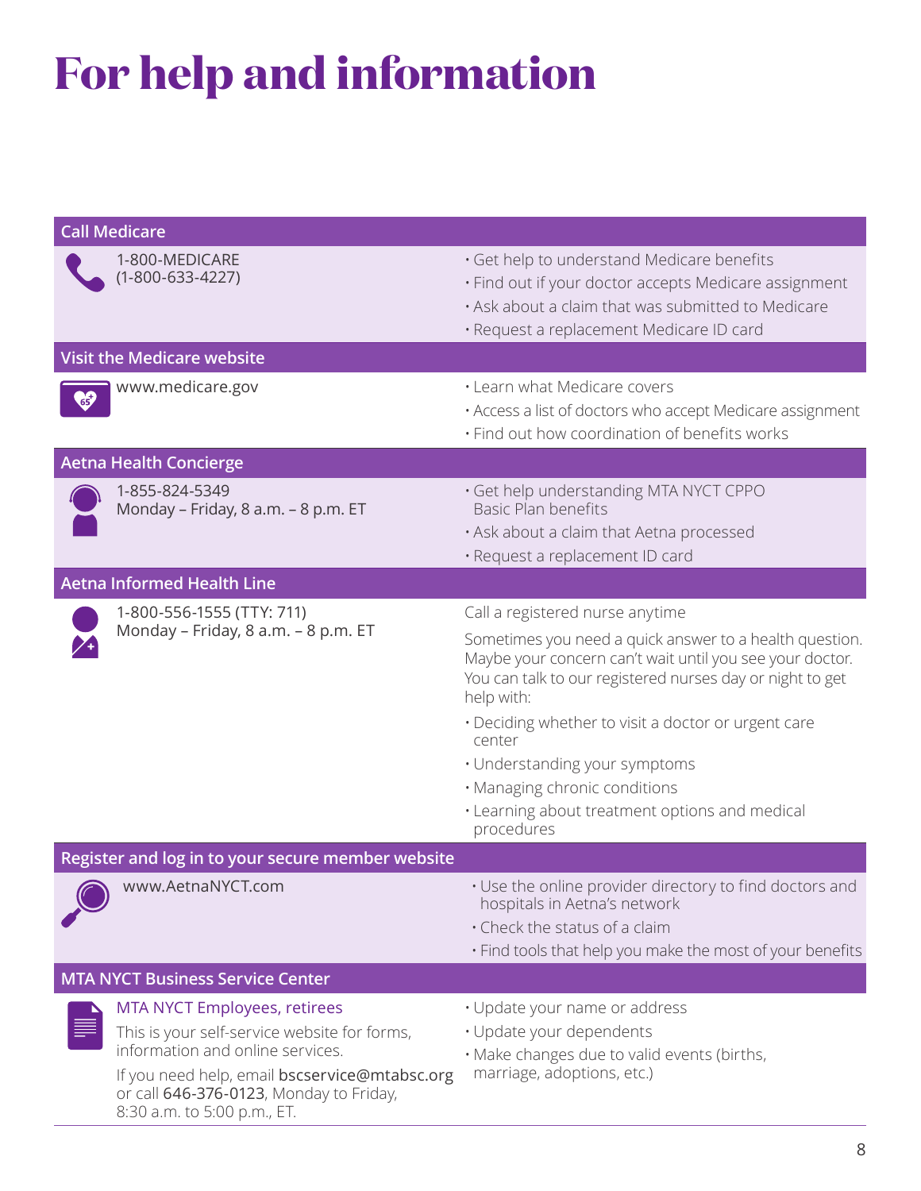# For help and information

## Call Medicare

1-800-MEDICARE
(1-800-633-4227)

- Get help to understand Medicare benefits
- Find out if your doctor accepts Medicare assignment
- Ask about a claim that was submitted to Medicare
- Request a replacement Medicare ID card

## Visit the Medicare website

www.medicare.gov

- Learn what Medicare covers
- Access a list of doctors who accept Medicare assignment
- Find out how coordination of benefits works

## Aetna Health Concierge

1-855-824-5349
Monday – Friday, 8 a.m. – 8 p.m. ET

- Get help understanding MTA NYCT CPPO Basic Plan benefits
- Ask about a claim that Aetna processed
- Request a replacement ID card

## Aetna Informed Health Line

1-800-556-1555 (TTY: 711)
Monday – Friday, 8 a.m. – 8 p.m. ET

Call a registered nurse anytime

Sometimes you need a quick answer to a health question. Maybe your concern can't wait until you see your doctor. You can talk to our registered nurses day or night to get help with:

- Deciding whether to visit a doctor or urgent care center
- Understanding your symptoms
- Managing chronic conditions
- Learning about treatment options and medical procedures

## Register and log in to your secure member website

www.AetnaNYCT.com

- Use the online provider directory to find doctors and hospitals in Aetna's network
- Check the status of a claim
- Find tools that help you make the most of your benefits

## MTA NYCT Business Service Center

MTA NYCT Employees, retirees

This is your self-service website for forms, information and online services.

If you need help, email **bscservice@mtabsc.org** or call **646-376-0123**, Monday to Friday, 8:30 a.m. to 5:00 p.m., ET.

- Update your name or address
- Update your dependents
- Make changes due to valid events (births, marriage, adoptions, etc.)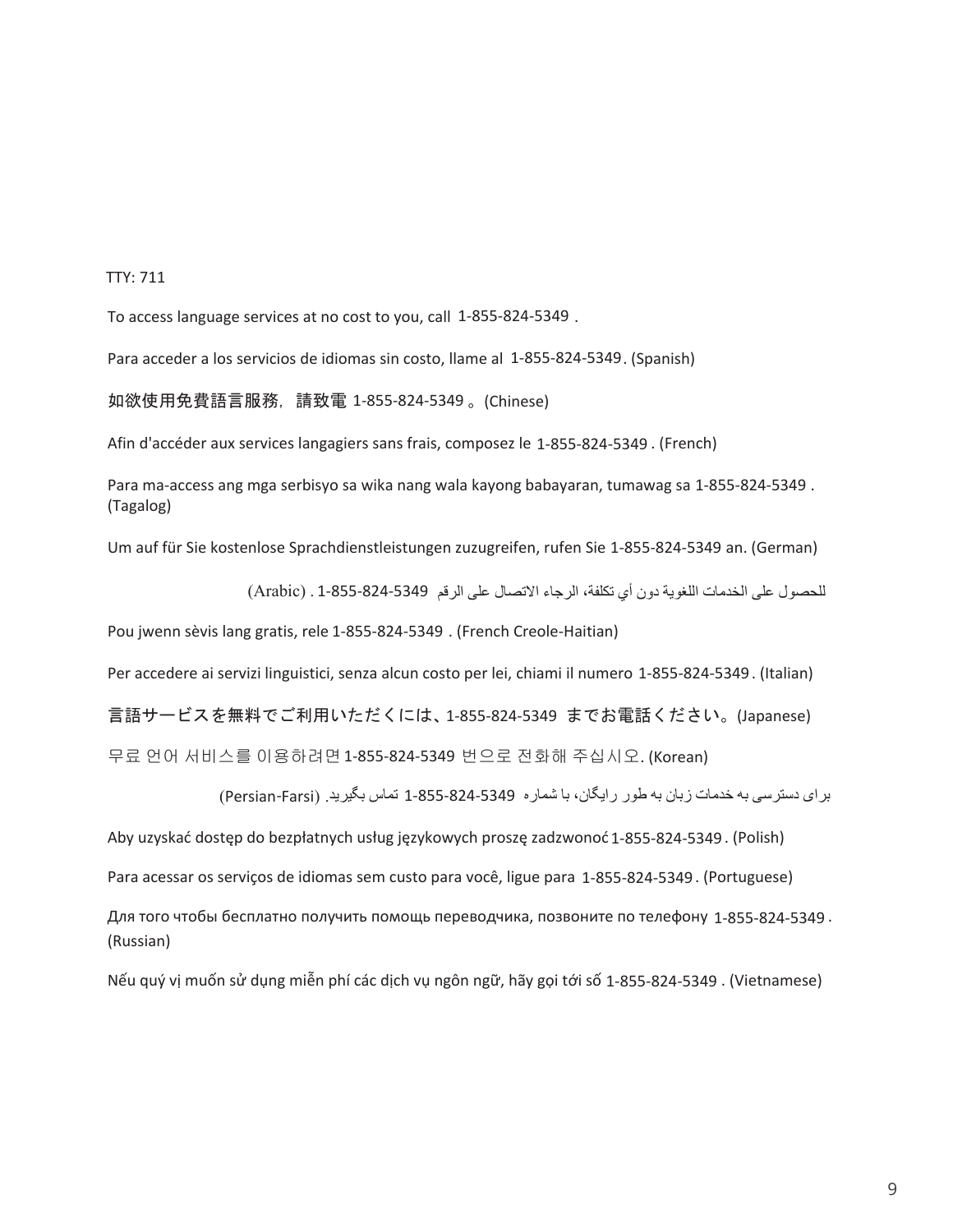TTY: 711

To access language services at no cost to you, call 1-855-824-5349 .

Para acceder a los servicios de idiomas sin costo, llame al 1-855-824-5349. (Spanish)

如欲使用免費語言服務，請致電 1-855-824-5349 。(Chinese)

Afin d'accéder aux services langagiers sans frais, composez le 1-855-824-5349 . (French)

Para ma-access ang mga serbisyo sa wika nang wala kayong babayaran, tumawag sa 1-855-824-5349 . (Tagalog)

Um auf für Sie kostenlose Sprachdienstleistungen zuzugreifen, rufen Sie 1-855-824-5349 an. (German)

للحصول على الخدمات اللغوية دون أي تكلفة، الرجاء الاتصال على الرقم 1-855-824-5349 . (Arabic)

Pou jwenn sèvis lang gratis, rele 1-855-824-5349 . (French Creole-Haitian)

Per accedere ai servizi linguistici, senza alcun costo per lei, chiami il numero 1-855-824-5349. (Italian)

言語サービスを無料でご利用いただくには、1-855-824-5349 までお電話ください。(Japanese)

무료 언어 서비스를 이용하려면 1-855-824-5349 번으로 전화해 주십시오. (Korean)

برای دسترسی به خدمات زبان به طور رایگان، با شماره 1-855-824-5349 تماس بگیرید. (Persian-Farsi)

Aby uzyskać dostęp do bezpłatnych usług językowych proszę zadzwonoć 1-855-824-5349. (Polish)

Para acessar os serviços de idiomas sem custo para você, ligue para 1-855-824-5349. (Portuguese)

Для того чтобы бесплатно получить помощь переводчика, позвоните по телефону 1-855-824-5349. (Russian)

Nếu quý vị muốn sử dụng miễn phí các dịch vụ ngôn ngữ, hãy gọi tới số 1-855-824-5349 . (Vietnamese)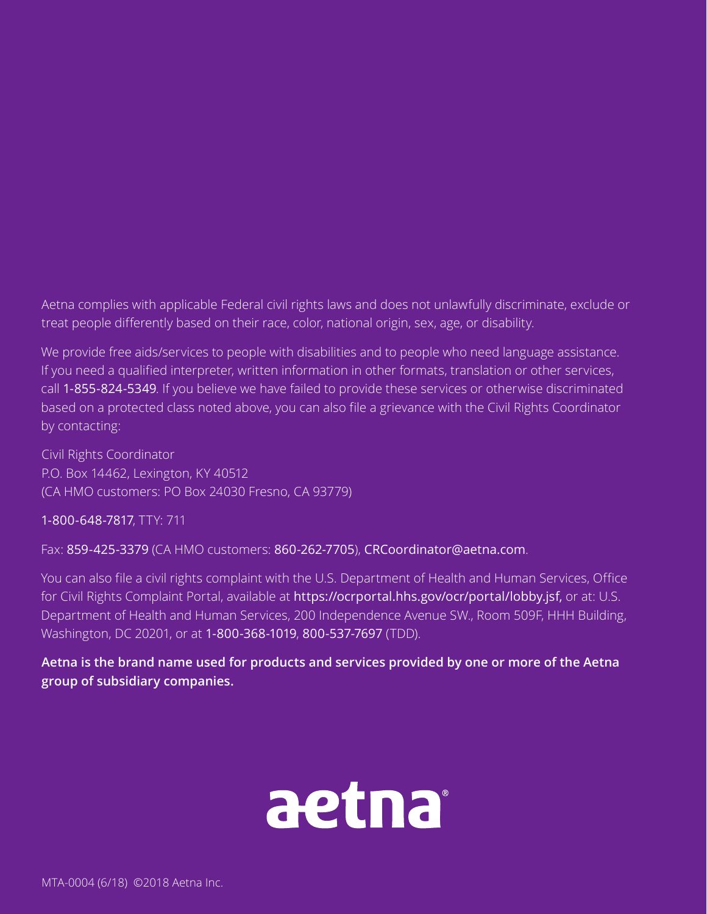Aetna complies with applicable Federal civil rights laws and does not unlawfully discriminate, exclude or treat people differently based on their race, color, national origin, sex, age, or disability.

We provide free aids/services to people with disabilities and to people who need language assistance. If you need a qualified interpreter, written information in other formats, translation or other services, call 1-855-824-5349. If you believe we have failed to provide these services or otherwise discriminated based on a protected class noted above, you can also file a grievance with the Civil Rights Coordinator by contacting:

Civil Rights Coordinator
P.O. Box 14462, Lexington, KY 40512
(CA HMO customers: PO Box 24030 Fresno, CA 93779)

1-800-648-7817, TTY: 711

Fax: 859-425-3379 (CA HMO customers: 860-262-7705), CRCoordinator@aetna.com.

You can also file a civil rights complaint with the U.S. Department of Health and Human Services, Office for Civil Rights Complaint Portal, available at https://ocrportal.hhs.gov/ocr/portal/lobby.jsf, or at: U.S. Department of Health and Human Services, 200 Independence Avenue SW., Room 509F, HHH Building, Washington, DC 20201, or at 1-800-368-1019, 800-537-7697 (TDD).

**Aetna is the brand name used for products and services provided by one or more of the Aetna group of subsidiary companies.**

aetna®

MTA-0004 (6/18) ©2018 Aetna Inc.